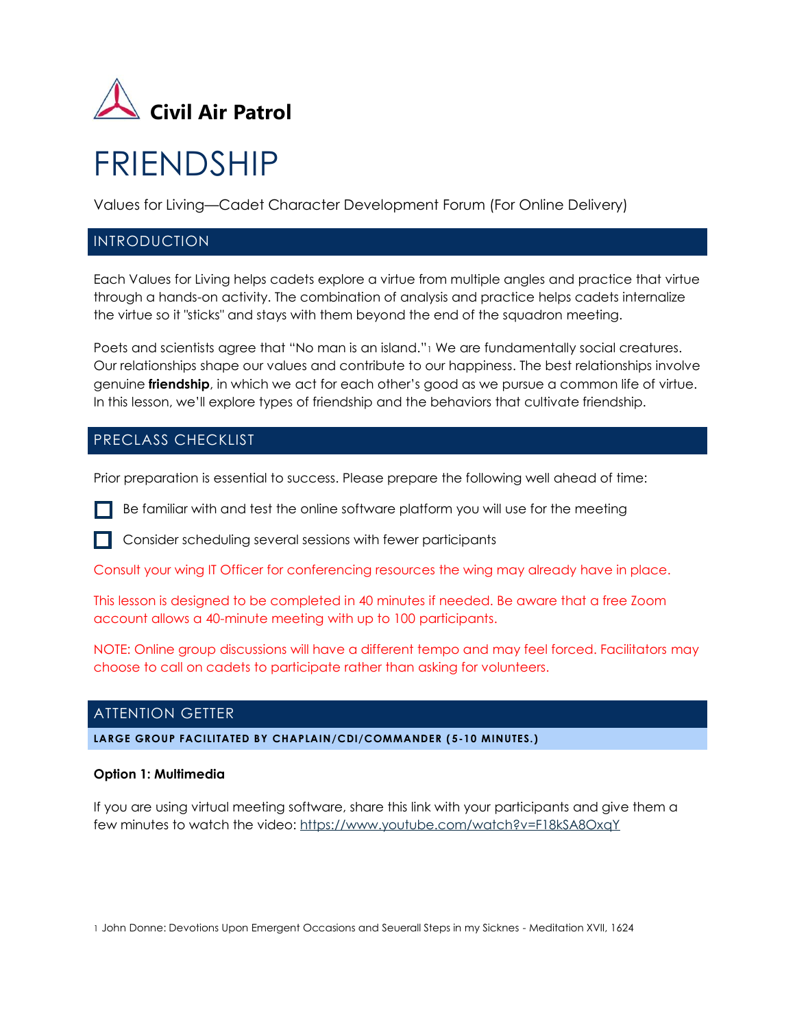Civil Air Patrol

# FRIENDSHIP

Values for Living—Cadet Character Development Forum (For Online Delivery)

## INTRODUCTION

Each Values for Living helps cadets explore a virtue from multiple angles and practice that virtue through a hands-on activity. The combination of analysis and practice helps cadets internalize the virtue so it "sticks" and stays with them beyond the end of the squadron meeting.

Poets and scientists agree that "No man is an island."[1] We are fundamentally social creatures. Our relationships shape our values and contribute to our happiness. The best relationships involve genuine **friendship**, in which we act for each other's good as we pursue a common life of virtue. In this lesson, we'll explore types of friendship and the behaviors that cultivate friendship.

## PRECLASS CHECKLIST

Prior preparation is essential to success. Please prepare the following well ahead of time:

- [ ] Be familiar with and test the online software platform you will use for the meeting
- [ ] Consider scheduling several sessions with fewer participants

Consult your wing IT Officer for conferencing resources the wing may already have in place.

This lesson is designed to be completed in 40 minutes if needed. Be aware that a free Zoom account allows a 40-minute meeting with up to 100 participants.

NOTE: Online group discussions will have a different tempo and may feel forced. Facilitators may choose to call on cadets to participate rather than asking for volunteers.

## ATTENTION GETTER

**LARGE GROUP FACILITATED BY CHAPLAIN/CDI/COMMANDER (5-10 MINUTES.)**

**Option 1: Multimedia**

If you are using virtual meeting software, share this link with your participants and give them a few minutes to watch the video: https://www.youtube.com/watch?v=F18kSA8OxqY

[1] John Donne: Devotions Upon Emergent Occasions and Seuerall Steps in my Sicknes - Meditation XVII, 1624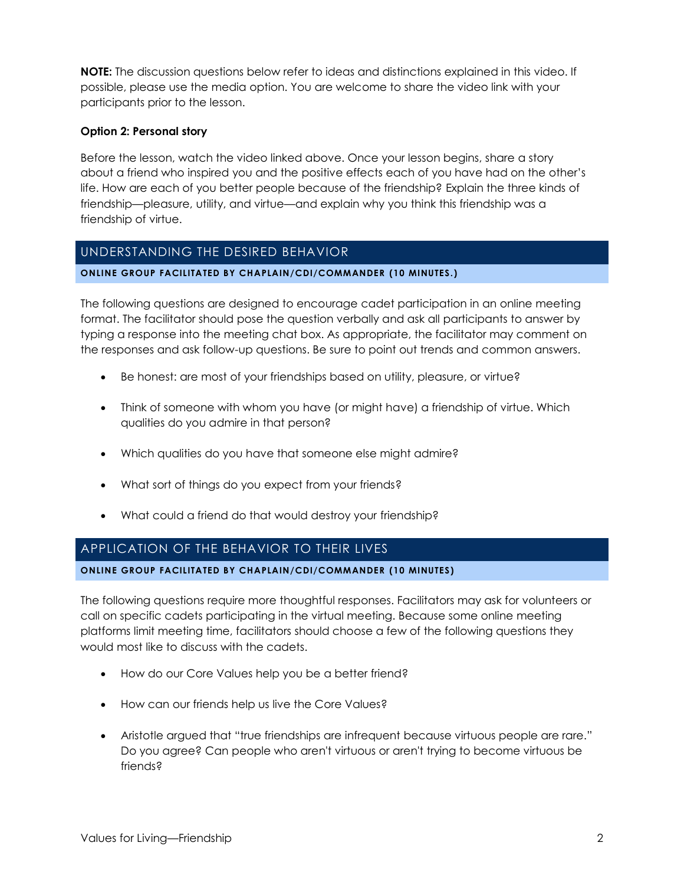**NOTE:** The discussion questions below refer to ideas and distinctions explained in this video. If possible, please use the media option. You are welcome to share the video link with your participants prior to the lesson.

**Option 2: Personal story**

Before the lesson, watch the video linked above. Once your lesson begins, share a story about a friend who inspired you and the positive effects each of you have had on the other's life. How are each of you better people because of the friendship? Explain the three kinds of friendship—pleasure, utility, and virtue—and explain why you think this friendship was a friendship of virtue.

## UNDERSTANDING THE DESIRED BEHAVIOR

**ONLINE GROUP FACILITATED BY CHAPLAIN/CDI/COMMANDER (10 MINUTES.)**

The following questions are designed to encourage cadet participation in an online meeting format. The facilitator should pose the question verbally and ask all participants to answer by typing a response into the meeting chat box. As appropriate, the facilitator may comment on the responses and ask follow-up questions. Be sure to point out trends and common answers.

- Be honest: are most of your friendships based on utility, pleasure, or virtue?
- Think of someone with whom you have (or might have) a friendship of virtue. Which qualities do you admire in that person?
- Which qualities do you have that someone else might admire?
- What sort of things do you expect from your friends?
- What could a friend do that would destroy your friendship?

## APPLICATION OF THE BEHAVIOR TO THEIR LIVES

**ONLINE GROUP FACILITATED BY CHAPLAIN/CDI/COMMANDER (10 MINUTES)**

The following questions require more thoughtful responses. Facilitators may ask for volunteers or call on specific cadets participating in the virtual meeting. Because some online meeting platforms limit meeting time, facilitators should choose a few of the following questions they would most like to discuss with the cadets.

- How do our Core Values help you be a better friend?
- How can our friends help us live the Core Values?
- Aristotle argued that "true friendships are infrequent because virtuous people are rare." Do you agree? Can people who aren't virtuous or aren't trying to become virtuous be friends?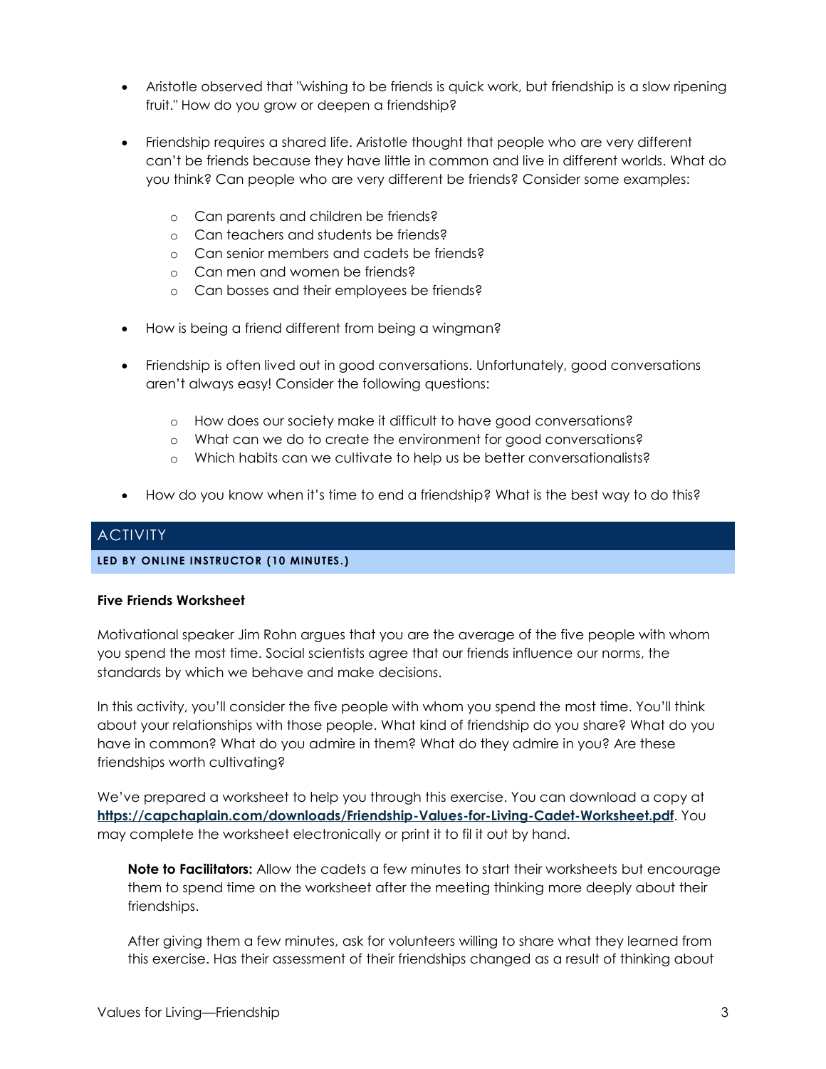- Aristotle observed that "wishing to be friends is quick work, but friendship is a slow ripening fruit." How do you grow or deepen a friendship?

- Friendship requires a shared life. Aristotle thought that people who are very different can't be friends because they have little in common and live in different worlds. What do you think? Can people who are very different be friends? Consider some examples:

  - Can parents and children be friends?
  - Can teachers and students be friends?
  - Can senior members and cadets be friends?
  - Can men and women be friends?
  - Can bosses and their employees be friends?

- How is being a friend different from being a wingman?

- Friendship is often lived out in good conversations. Unfortunately, good conversations aren't always easy! Consider the following questions:

  - How does our society make it difficult to have good conversations?
  - What can we do to create the environment for good conversations?
  - Which habits can we cultivate to help us be better conversationalists?

- How do you know when it's time to end a friendship? What is the best way to do this?

## ACTIVITY

**LED BY ONLINE INSTRUCTOR (10 MINUTES.)**

**Five Friends Worksheet**

Motivational speaker Jim Rohn argues that you are the average of the five people with whom you spend the most time. Social scientists agree that our friends influence our norms, the standards by which we behave and make decisions.

In this activity, you'll consider the five people with whom you spend the most time. You'll think about your relationships with those people. What kind of friendship do you share? What do you have in common? What do you admire in them? What do they admire in you? Are these friendships worth cultivating?

We've prepared a worksheet to help you through this exercise. You can download a copy at **https://capchaplain.com/downloads/Friendship-Values-for-Living-Cadet-Worksheet.pdf**. You may complete the worksheet electronically or print it to fil it out by hand.

> **Note to Facilitators:** Allow the cadets a few minutes to start their worksheets but encourage them to spend time on the worksheet after the meeting thinking more deeply about their friendships.
>
> After giving them a few minutes, ask for volunteers willing to share what they learned from this exercise. Has their assessment of their friendships changed as a result of thinking about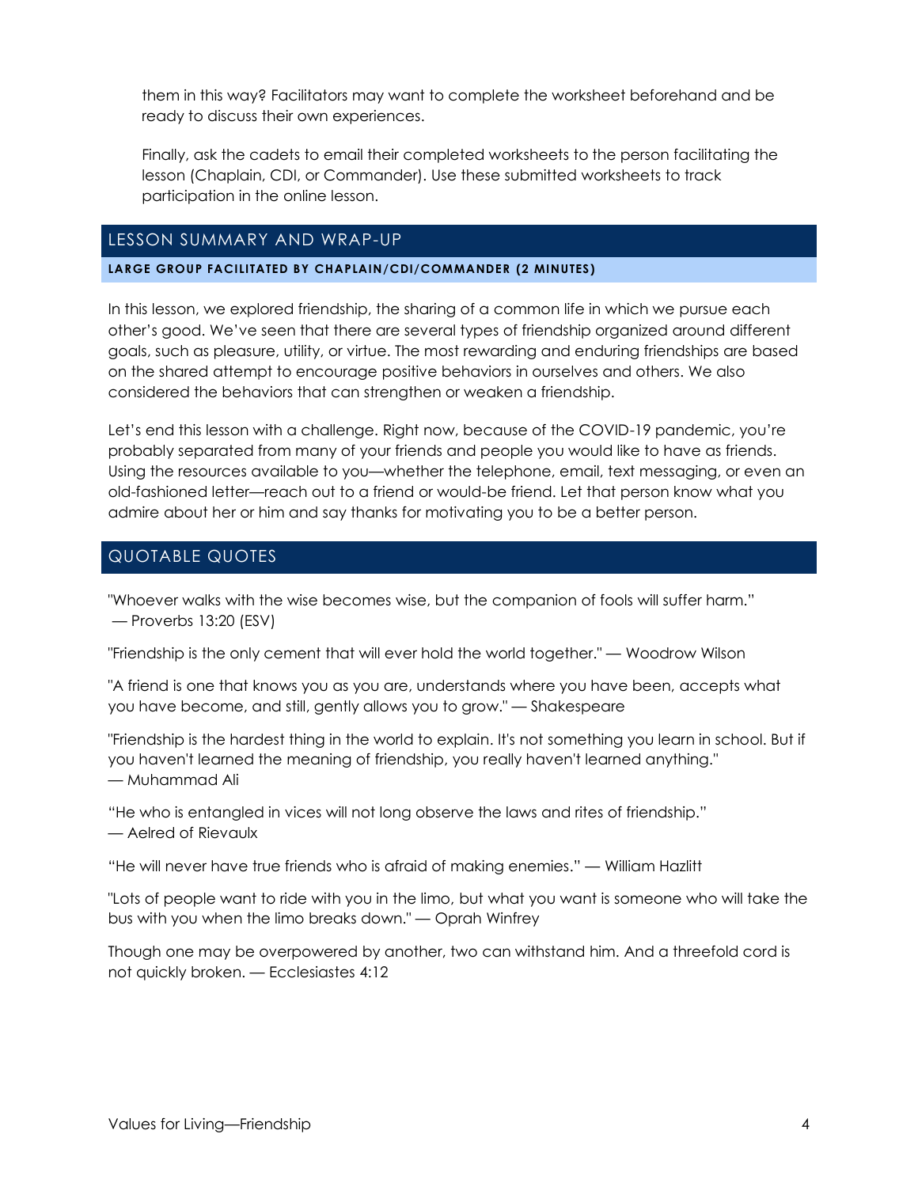them in this way? Facilitators may want to complete the worksheet beforehand and be ready to discuss their own experiences.

Finally, ask the cadets to email their completed worksheets to the person facilitating the lesson (Chaplain, CDI, or Commander). Use these submitted worksheets to track participation in the online lesson.

## LESSON SUMMARY AND WRAP-UP

#### LARGE GROUP FACILITATED BY CHAPLAIN/CDI/COMMANDER (2 MINUTES)

In this lesson, we explored friendship, the sharing of a common life in which we pursue each other's good. We've seen that there are several types of friendship organized around different goals, such as pleasure, utility, or virtue. The most rewarding and enduring friendships are based on the shared attempt to encourage positive behaviors in ourselves and others. We also considered the behaviors that can strengthen or weaken a friendship.

Let's end this lesson with a challenge. Right now, because of the COVID-19 pandemic, you're probably separated from many of your friends and people you would like to have as friends. Using the resources available to you—whether the telephone, email, text messaging, or even an old-fashioned letter—reach out to a friend or would-be friend. Let that person know what you admire about her or him and say thanks for motivating you to be a better person.

## QUOTABLE QUOTES

"Whoever walks with the wise becomes wise, but the companion of fools will suffer harm." — Proverbs 13:20 (ESV)

"Friendship is the only cement that will ever hold the world together." — Woodrow Wilson

"A friend is one that knows you as you are, understands where you have been, accepts what you have become, and still, gently allows you to grow." — Shakespeare

"Friendship is the hardest thing in the world to explain. It's not something you learn in school. But if you haven't learned the meaning of friendship, you really haven't learned anything." — Muhammad Ali

"He who is entangled in vices will not long observe the laws and rites of friendship." — Aelred of Rievaulx

"He will never have true friends who is afraid of making enemies." — William Hazlitt

"Lots of people want to ride with you in the limo, but what you want is someone who will take the bus with you when the limo breaks down." — Oprah Winfrey

Though one may be overpowered by another, two can withstand him. And a threefold cord is not quickly broken. — Ecclesiastes 4:12